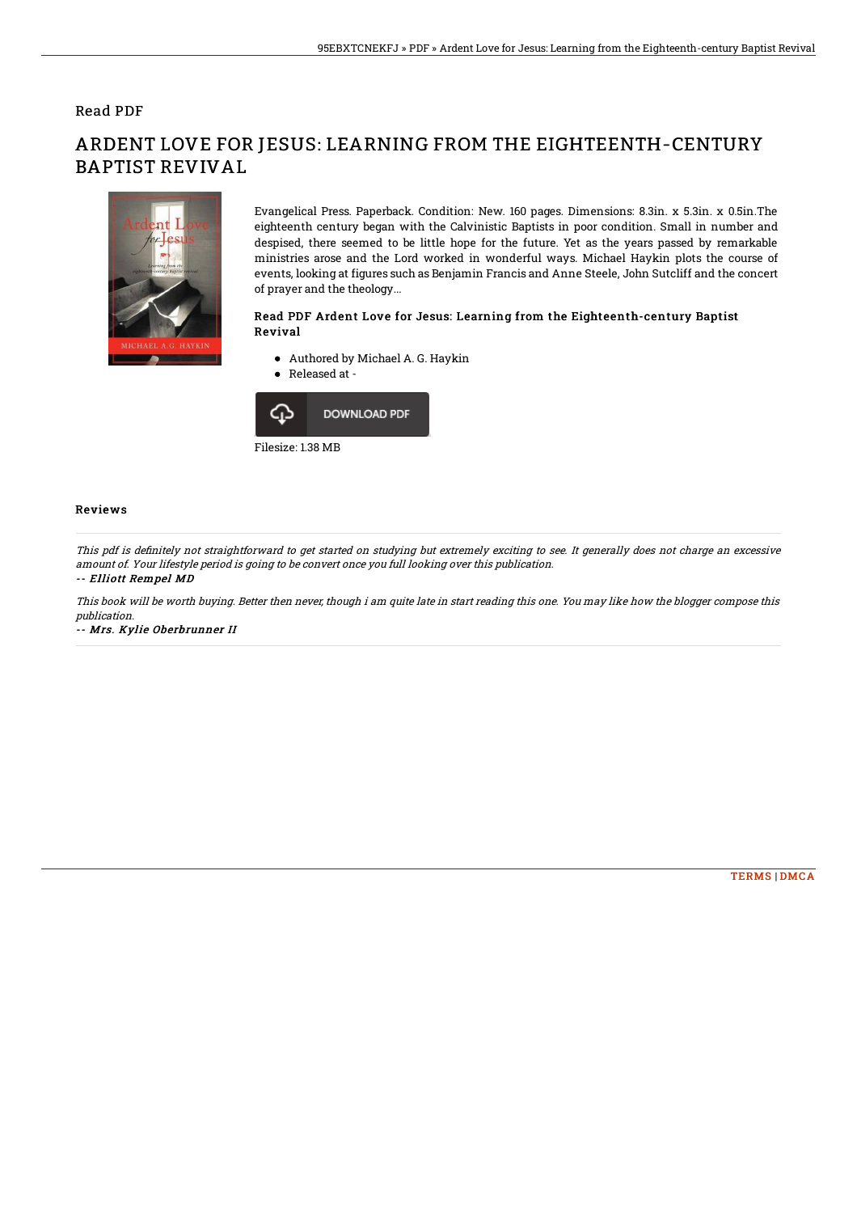Read PDF

# ARDENT LOVE FOR JESUS: LEARNING FROM THE EIGHTEENTH-CENTURY BAPTIST REVIVAL

Evangelical Press. Paperback. Condition: New. 160 pages. Dimensions: 8.3in. x 5.3in. x 0.5in.The eighteenth century began with the Calvinistic Baptists in poor condition. Small in number and despised, there seemed to be little hope for the future. Yet as the years passed by remarkable ministries arose and the Lord worked in wonderful ways. Michael Haykin plots the course of events, looking at figures such as Benjamin Francis and Anne Steele, John Sutcliff and the concert of prayer and the theology...

### Read PDF Ardent Love for Jesus: Learning from the Eighteenth-century Baptist Revival

- Authored by Michael A. G. Haykin
- Released at -

DOWNLOAD PDF

Filesize: 1.38 MB

## Reviews

*This pdf is definitely not straightforward to get started on studying but extremely exciting to see. It generally does not charge an excessive amount of. Your lifestyle period is going to be convert once you full looking over this publication.*

*-- Elliott Rempel MD*

*This book will be worth buying. Better then never, though i am quite late in start reading this one. You may like how the blogger compose this publication.*

*-- Mrs. Kylie Oberbrunner II*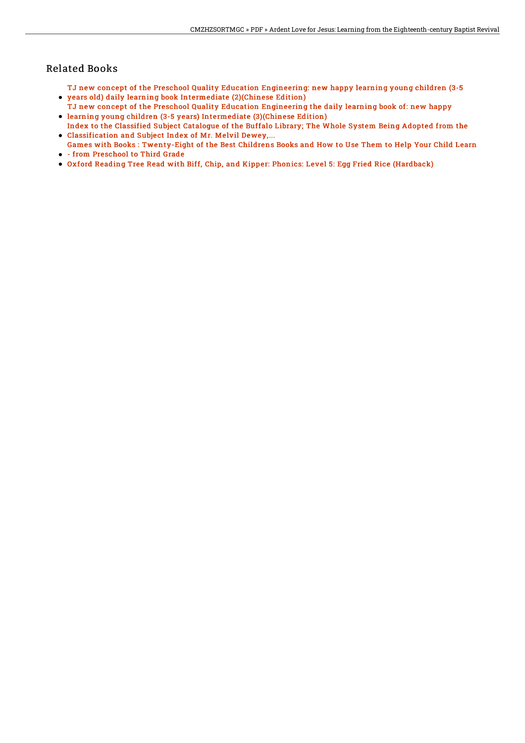## Related Books

- TJ new concept of the Preschool Quality Education Engineering: new happy learning young children (3-5 years old) daily learning book Intermediate (2)(Chinese Edition)
- TJ new concept of the Preschool Quality Education Engineering the daily learning book of: new happy learning young children (3-5 years) Intermediate (3)(Chinese Edition)
- Index to the Classified Subject Catalogue of the Buffalo Library; The Whole System Being Adopted from the Classification and Subject Index of Mr. Melvil Dewey,...
- Games with Books : Twenty-Eight of the Best Childrens Books and How to Use Them to Help Your Child Learn - from Preschool to Third Grade
- Oxford Reading Tree Read with Biff, Chip, and Kipper: Phonics: Level 5: Egg Fried Rice (Hardback)